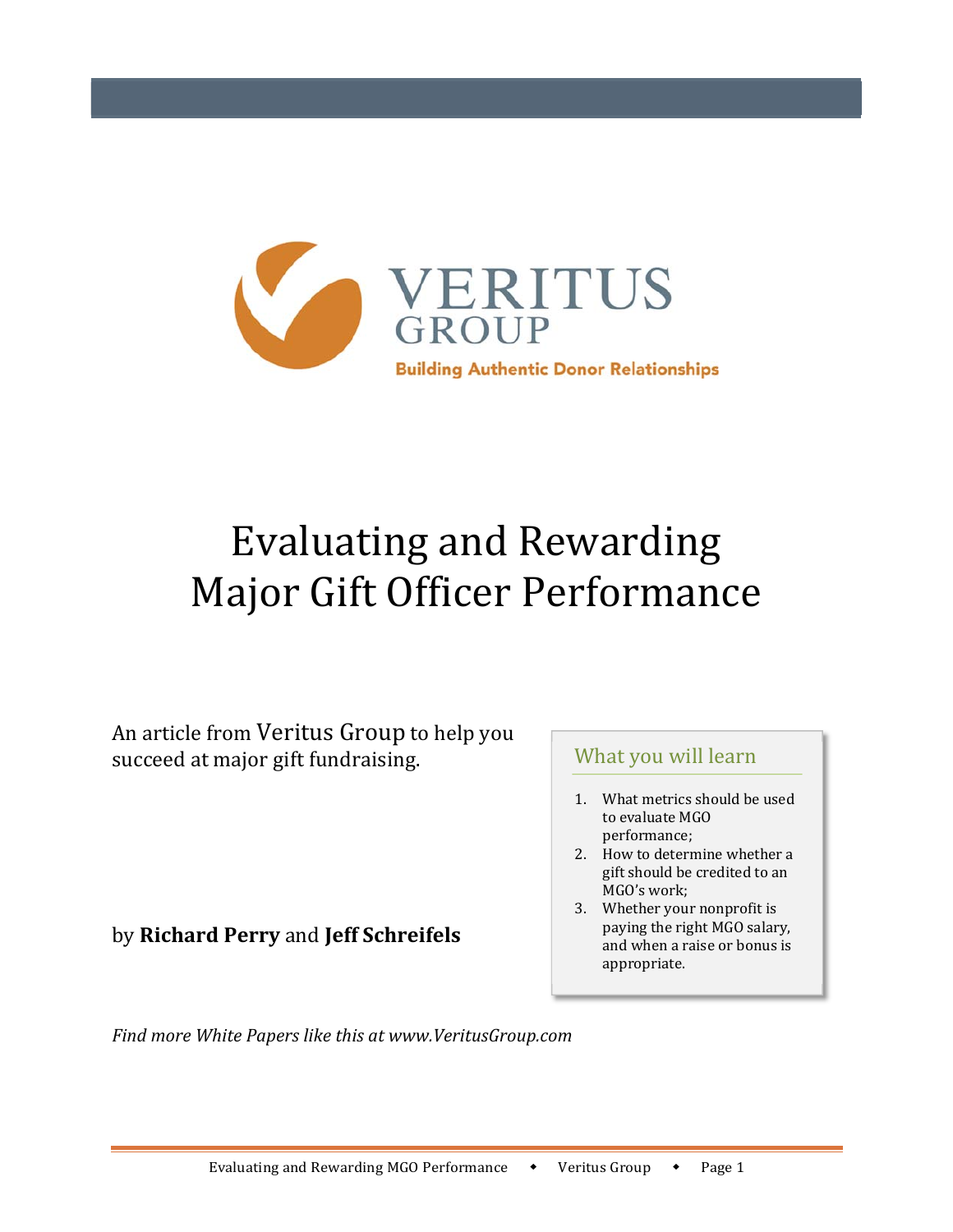VERITUS GROUP

Building Authentic Donor Relationships

# Evaluating and Rewarding Major Gift Officer Performance

An article from Veritus Group to help you succeed at major gift fundraising.

by **Richard Perry** and **Jeff Schreifels**

## What you will learn

1. What metrics should be used to evaluate MGO performance;
2. How to determine whether a gift should be credited to an MGO's work;
3. Whether your nonprofit is paying the right MGO salary, and when a raise or bonus is appropriate.

*Find more White Papers like this at www.VeritusGroup.com*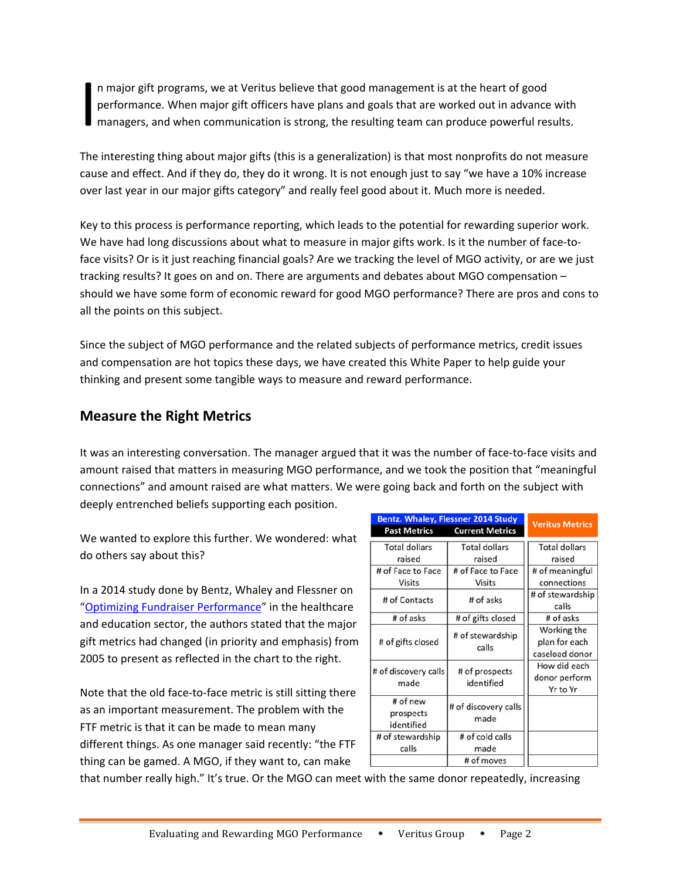In major gift programs, we at Veritus believe that good management is at the heart of good performance. When major gift officers have plans and goals that are worked out in advance with managers, and when communication is strong, the resulting team can produce powerful results.

The interesting thing about major gifts (this is a generalization) is that most nonprofits do not measure cause and effect. And if they do, they do it wrong. It is not enough just to say "we have a 10% increase over last year in our major gifts category" and really feel good about it. Much more is needed.

Key to this process is performance reporting, which leads to the potential for rewarding superior work. We have had long discussions about what to measure in major gifts work. Is it the number of face-to-face visits? Or is it just reaching financial goals? Are we tracking the level of MGO activity, or are we just tracking results? It goes on and on. There are arguments and debates about MGO compensation – should we have some form of economic reward for good MGO performance? There are pros and cons to all the points on this subject.

Since the subject of MGO performance and the related subjects of performance metrics, credit issues and compensation are hot topics these days, we have created this White Paper to help guide your thinking and present some tangible ways to measure and reward performance.

## Measure the Right Metrics

It was an interesting conversation. The manager argued that it was the number of face-to-face visits and amount raised that matters in measuring MGO performance, and we took the position that "meaningful connections" and amount raised are what matters. We were going back and forth on the subject with deeply entrenched beliefs supporting each position.

We wanted to explore this further. We wondered: what do others say about this?

In a 2014 study done by Bentz, Whaley and Flessner on "Optimizing Fundraiser Performance" in the healthcare and education sector, the authors stated that the major gift metrics had changed (in priority and emphasis) from 2005 to present as reflected in the chart to the right.

| Bentz, Whaley, Flessner 2014 Study | | Veritus Metrics |
|---|---|---|
| **Past Metrics** | **Current Metrics** | |
| Total dollars raised | Total dollars raised | Total dollars raised |
| # of Face to Face Visits | # of Face to Face Visits | # of meaningful connections |
| # of Contacts | # of asks | # of stewardship calls |
| # of asks | # of gifts closed | # of asks |
| # of gifts closed | # of stewardship calls | Working the plan for each caseload donor |
| # of discovery calls made | # of prospects identified | How did each donor perform Yr to Yr |
| # of new prospects identified | # of discovery calls made | |
| # of stewardship calls | # of cold calls made | |
| | # of moves | |

Note that the old face-to-face metric is still sitting there as an important measurement. The problem with the FTF metric is that it can be made to mean many different things. As one manager said recently: "the FTF thing can be gamed. A MGO, if they want to, can make that number really high." It's true. Or the MGO can meet with the same donor repeatedly, increasing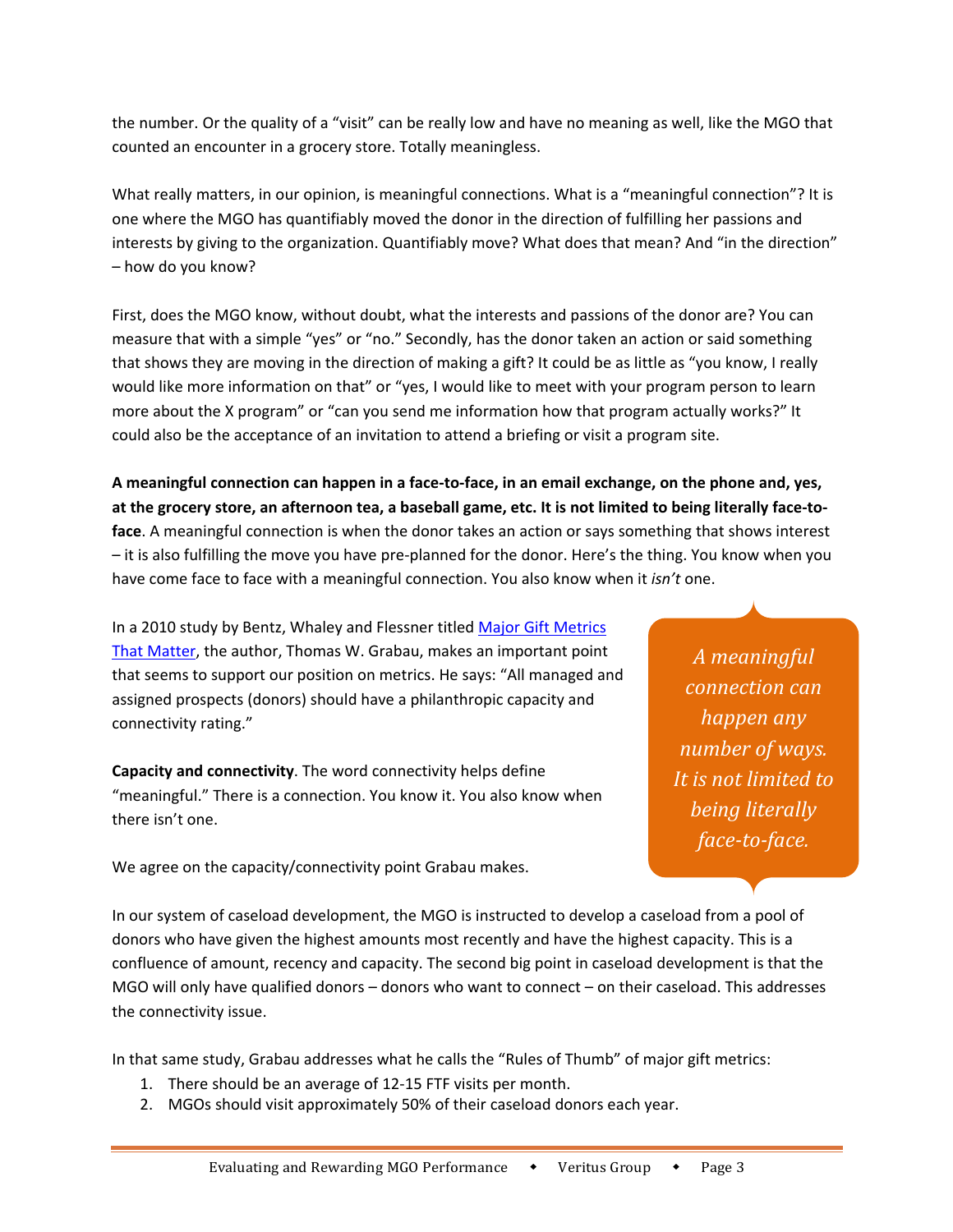the number. Or the quality of a "visit" can be really low and have no meaning as well, like the MGO that counted an encounter in a grocery store. Totally meaningless.

What really matters, in our opinion, is meaningful connections. What is a "meaningful connection"? It is one where the MGO has quantifiably moved the donor in the direction of fulfilling her passions and interests by giving to the organization. Quantifiably move? What does that mean? And "in the direction" – how do you know?

First, does the MGO know, without doubt, what the interests and passions of the donor are? You can measure that with a simple "yes" or "no." Secondly, has the donor taken an action or said something that shows they are moving in the direction of making a gift? It could be as little as "you know, I really would like more information on that" or "yes, I would like to meet with your program person to learn more about the X program" or "can you send me information how that program actually works?" It could also be the acceptance of an invitation to attend a briefing or visit a program site.

**A meaningful connection can happen in a face-to-face, in an email exchange, on the phone and, yes, at the grocery store, an afternoon tea, a baseball game, etc. It is not limited to being literally face-to-face**. A meaningful connection is when the donor takes an action or says something that shows interest – it is also fulfilling the move you have pre-planned for the donor. Here's the thing. You know when you have come face to face with a meaningful connection. You also know when it *isn't* one.

In a 2010 study by Bentz, Whaley and Flessner titled Major Gift Metrics That Matter, the author, Thomas W. Grabau, makes an important point that seems to support our position on metrics. He says: "All managed and assigned prospects (donors) should have a philanthropic capacity and connectivity rating."

> *A meaningful connection can happen any number of ways. It is not limited to being literally face-to-face.*

**Capacity and connectivity**. The word connectivity helps define "meaningful." There is a connection. You know it. You also know when there isn't one.

We agree on the capacity/connectivity point Grabau makes.

In our system of caseload development, the MGO is instructed to develop a caseload from a pool of donors who have given the highest amounts most recently and have the highest capacity. This is a confluence of amount, recency and capacity. The second big point in caseload development is that the MGO will only have qualified donors – donors who want to connect – on their caseload. This addresses the connectivity issue.

In that same study, Grabau addresses what he calls the "Rules of Thumb" of major gift metrics:

1. There should be an average of 12-15 FTF visits per month.
2. MGOs should visit approximately 50% of their caseload donors each year.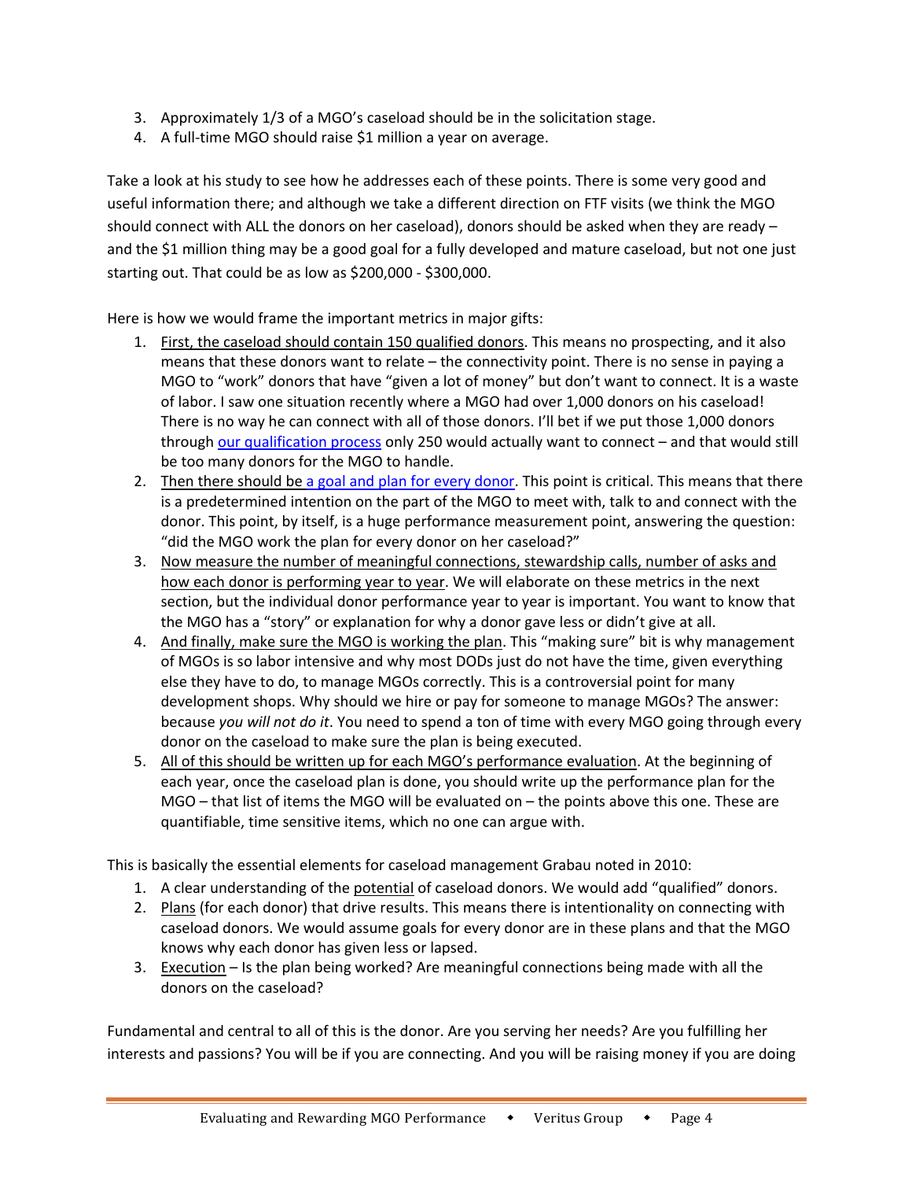3. Approximately 1/3 of a MGO's caseload should be in the solicitation stage.
4. A full-time MGO should raise $1 million a year on average.

Take a look at his study to see how he addresses each of these points. There is some very good and useful information there; and although we take a different direction on FTF visits (we think the MGO should connect with ALL the donors on her caseload), donors should be asked when they are ready – and the $1 million thing may be a good goal for a fully developed and mature caseload, but not one just starting out. That could be as low as $200,000 - $300,000.

Here is how we would frame the important metrics in major gifts:

1. First, the caseload should contain 150 qualified donors. This means no prospecting, and it also means that these donors want to relate – the connectivity point. There is no sense in paying a MGO to "work" donors that have "given a lot of money" but don't want to connect. It is a waste of labor. I saw one situation recently where a MGO had over 1,000 donors on his caseload! There is no way he can connect with all of those donors. I'll bet if we put those 1,000 donors through [our qualification process] only 250 would actually want to connect – and that would still be too many donors for the MGO to handle.
2. Then there should be [a goal and plan for every donor]. This point is critical. This means that there is a predetermined intention on the part of the MGO to meet with, talk to and connect with the donor. This point, by itself, is a huge performance measurement point, answering the question: "did the MGO work the plan for every donor on her caseload?"
3. Now measure the number of meaningful connections, stewardship calls, number of asks and how each donor is performing year to year. We will elaborate on these metrics in the next section, but the individual donor performance year to year is important. You want to know that the MGO has a "story" or explanation for why a donor gave less or didn't give at all.
4. And finally, make sure the MGO is working the plan. This "making sure" bit is why management of MGOs is so labor intensive and why most DODs just do not have the time, given everything else they have to do, to manage MGOs correctly. This is a controversial point for many development shops. Why should we hire or pay for someone to manage MGOs? The answer: because *you will not do it*. You need to spend a ton of time with every MGO going through every donor on the caseload to make sure the plan is being executed.
5. All of this should be written up for each MGO's performance evaluation. At the beginning of each year, once the caseload plan is done, you should write up the performance plan for the MGO – that list of items the MGO will be evaluated on – the points above this one. These are quantifiable, time sensitive items, which no one can argue with.

This is basically the essential elements for caseload management Grabau noted in 2010:

1. A clear understanding of the potential of caseload donors. We would add "qualified" donors.
2. Plans (for each donor) that drive results. This means there is intentionality on connecting with caseload donors. We would assume goals for every donor are in these plans and that the MGO knows why each donor has given less or lapsed.
3. Execution – Is the plan being worked? Are meaningful connections being made with all the donors on the caseload?

Fundamental and central to all of this is the donor. Are you serving her needs? Are you fulfilling her interests and passions? You will be if you are connecting. And you will be raising money if you are doing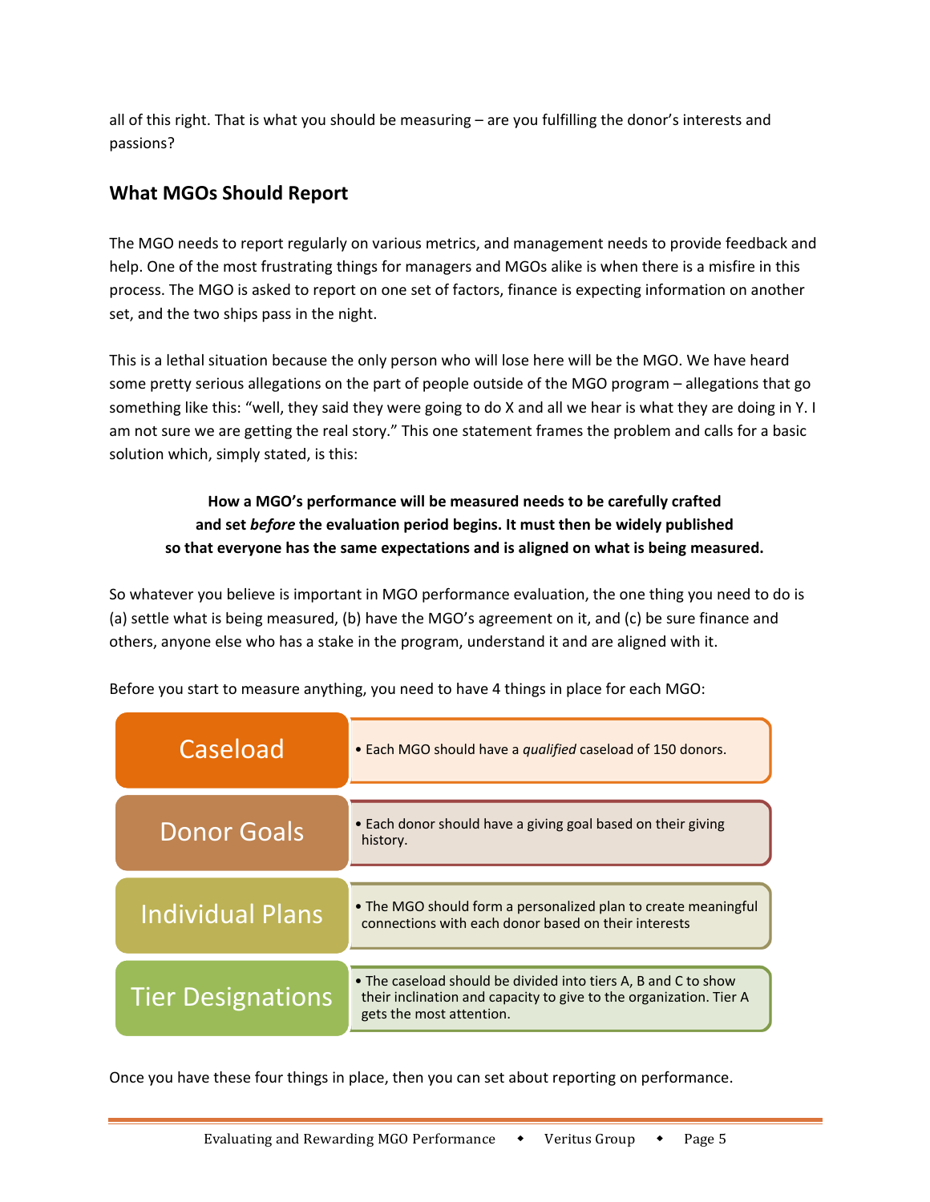all of this right. That is what you should be measuring – are you fulfilling the donor's interests and passions?

## What MGOs Should Report

The MGO needs to report regularly on various metrics, and management needs to provide feedback and help. One of the most frustrating things for managers and MGOs alike is when there is a misfire in this process. The MGO is asked to report on one set of factors, finance is expecting information on another set, and the two ships pass in the night.

This is a lethal situation because the only person who will lose here will be the MGO. We have heard some pretty serious allegations on the part of people outside of the MGO program – allegations that go something like this: "well, they said they were going to do X and all we hear is what they are doing in Y. I am not sure we are getting the real story." This one statement frames the problem and calls for a basic solution which, simply stated, is this:

**How a MGO's performance will be measured needs to be carefully crafted and set *before* the evaluation period begins. It must then be widely published so that everyone has the same expectations and is aligned on what is being measured.**

So whatever you believe is important in MGO performance evaluation, the one thing you need to do is (a) settle what is being measured, (b) have the MGO's agreement on it, and (c) be sure finance and others, anyone else who has a stake in the program, understand it and are aligned with it.

Before you start to measure anything, you need to have 4 things in place for each MGO:

| | |
|---|---|
| Caseload | • Each MGO should have a *qualified* caseload of 150 donors. |
| Donor Goals | • Each donor should have a giving goal based on their giving history. |
| Individual Plans | • The MGO should form a personalized plan to create meaningful connections with each donor based on their interests |
| Tier Designations | • The caseload should be divided into tiers A, B and C to show their inclination and capacity to give to the organization. Tier A gets the most attention. |

Once you have these four things in place, then you can set about reporting on performance.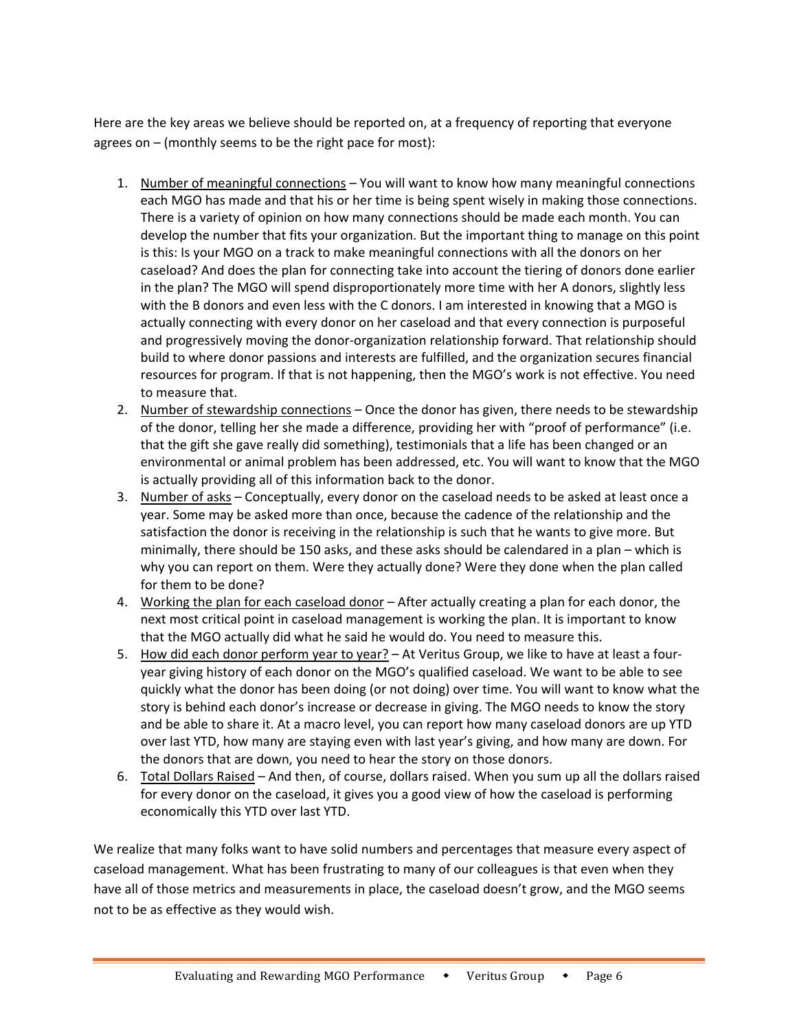Here are the key areas we believe should be reported on, at a frequency of reporting that everyone agrees on – (monthly seems to be the right pace for most):

1. Number of meaningful connections – You will want to know how many meaningful connections each MGO has made and that his or her time is being spent wisely in making those connections. There is a variety of opinion on how many connections should be made each month. You can develop the number that fits your organization. But the important thing to manage on this point is this: Is your MGO on a track to make meaningful connections with all the donors on her caseload? And does the plan for connecting take into account the tiering of donors done earlier in the plan? The MGO will spend disproportionately more time with her A donors, slightly less with the B donors and even less with the C donors. I am interested in knowing that a MGO is actually connecting with every donor on her caseload and that every connection is purposeful and progressively moving the donor-organization relationship forward. That relationship should build to where donor passions and interests are fulfilled, and the organization secures financial resources for program. If that is not happening, then the MGO's work is not effective. You need to measure that.
2. Number of stewardship connections – Once the donor has given, there needs to be stewardship of the donor, telling her she made a difference, providing her with "proof of performance" (i.e. that the gift she gave really did something), testimonials that a life has been changed or an environmental or animal problem has been addressed, etc. You will want to know that the MGO is actually providing all of this information back to the donor.
3. Number of asks – Conceptually, every donor on the caseload needs to be asked at least once a year. Some may be asked more than once, because the cadence of the relationship and the satisfaction the donor is receiving in the relationship is such that he wants to give more. But minimally, there should be 150 asks, and these asks should be calendared in a plan – which is why you can report on them. Were they actually done? Were they done when the plan called for them to be done?
4. Working the plan for each caseload donor – After actually creating a plan for each donor, the next most critical point in caseload management is working the plan. It is important to know that the MGO actually did what he said he would do. You need to measure this.
5. How did each donor perform year to year? – At Veritus Group, we like to have at least a four-year giving history of each donor on the MGO's qualified caseload. We want to be able to see quickly what the donor has been doing (or not doing) over time. You will want to know what the story is behind each donor's increase or decrease in giving. The MGO needs to know the story and be able to share it. At a macro level, you can report how many caseload donors are up YTD over last YTD, how many are staying even with last year's giving, and how many are down. For the donors that are down, you need to hear the story on those donors.
6. Total Dollars Raised – And then, of course, dollars raised. When you sum up all the dollars raised for every donor on the caseload, it gives you a good view of how the caseload is performing economically this YTD over last YTD.

We realize that many folks want to have solid numbers and percentages that measure every aspect of caseload management. What has been frustrating to many of our colleagues is that even when they have all of those metrics and measurements in place, the caseload doesn't grow, and the MGO seems not to be as effective as they would wish.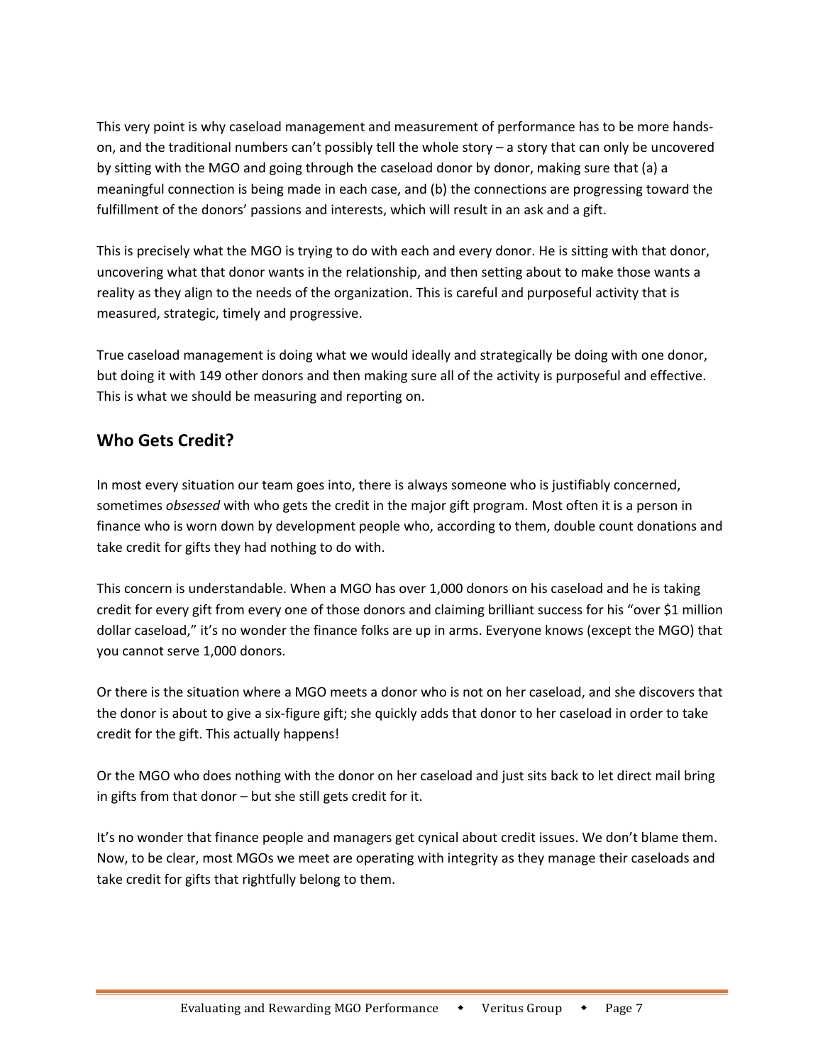This very point is why caseload management and measurement of performance has to be more hands-on, and the traditional numbers can't possibly tell the whole story – a story that can only be uncovered by sitting with the MGO and going through the caseload donor by donor, making sure that (a) a meaningful connection is being made in each case, and (b) the connections are progressing toward the fulfillment of the donors' passions and interests, which will result in an ask and a gift.

This is precisely what the MGO is trying to do with each and every donor. He is sitting with that donor, uncovering what that donor wants in the relationship, and then setting about to make those wants a reality as they align to the needs of the organization. This is careful and purposeful activity that is measured, strategic, timely and progressive.

True caseload management is doing what we would ideally and strategically be doing with one donor, but doing it with 149 other donors and then making sure all of the activity is purposeful and effective. This is what we should be measuring and reporting on.

## Who Gets Credit?

In most every situation our team goes into, there is always someone who is justifiably concerned, sometimes *obsessed* with who gets the credit in the major gift program. Most often it is a person in finance who is worn down by development people who, according to them, double count donations and take credit for gifts they had nothing to do with.

This concern is understandable. When a MGO has over 1,000 donors on his caseload and he is taking credit for every gift from every one of those donors and claiming brilliant success for his "over $1 million dollar caseload," it's no wonder the finance folks are up in arms. Everyone knows (except the MGO) that you cannot serve 1,000 donors.

Or there is the situation where a MGO meets a donor who is not on her caseload, and she discovers that the donor is about to give a six-figure gift; she quickly adds that donor to her caseload in order to take credit for the gift. This actually happens!

Or the MGO who does nothing with the donor on her caseload and just sits back to let direct mail bring in gifts from that donor – but she still gets credit for it.

It's no wonder that finance people and managers get cynical about credit issues. We don't blame them. Now, to be clear, most MGOs we meet are operating with integrity as they manage their caseloads and take credit for gifts that rightfully belong to them.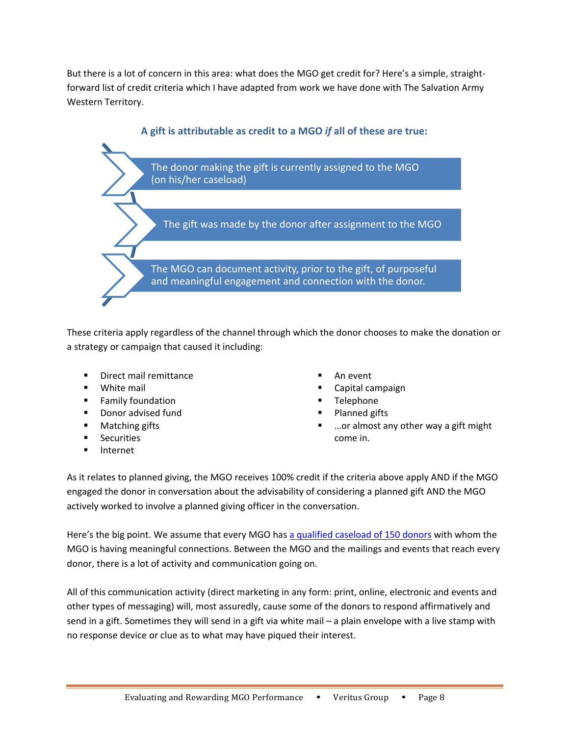But there is a lot of concern in this area: what does the MGO get credit for? Here's a simple, straight-forward list of credit criteria which I have adapted from work we have done with The Salvation Army Western Territory.

**A gift is attributable as credit to a MGO *if* all of these are true:**

- The donor making the gift is currently assigned to the MGO (on his/her caseload)
- The gift was made by the donor after assignment to the MGO
- The MGO can document activity, prior to the gift, of purposeful and meaningful engagement and connection with the donor.

These criteria apply regardless of the channel through which the donor chooses to make the donation or a strategy or campaign that caused it including:

- Direct mail remittance
- White mail
- Family foundation
- Donor advised fund
- Matching gifts
- Securities
- Internet
- An event
- Capital campaign
- Telephone
- Planned gifts
- …or almost any other way a gift might come in.

As it relates to planned giving, the MGO receives 100% credit if the criteria above apply AND if the MGO engaged the donor in conversation about the advisability of considering a planned gift AND the MGO actively worked to involve a planned giving officer in the conversation.

Here's the big point. We assume that every MGO has [a qualified caseload of 150 donors]() with whom the MGO is having meaningful connections. Between the MGO and the mailings and events that reach every donor, there is a lot of activity and communication going on.

All of this communication activity (direct marketing in any form: print, online, electronic and events and other types of messaging) will, most assuredly, cause some of the donors to respond affirmatively and send in a gift. Sometimes they will send in a gift via white mail – a plain envelope with a live stamp with no response device or clue as to what may have piqued their interest.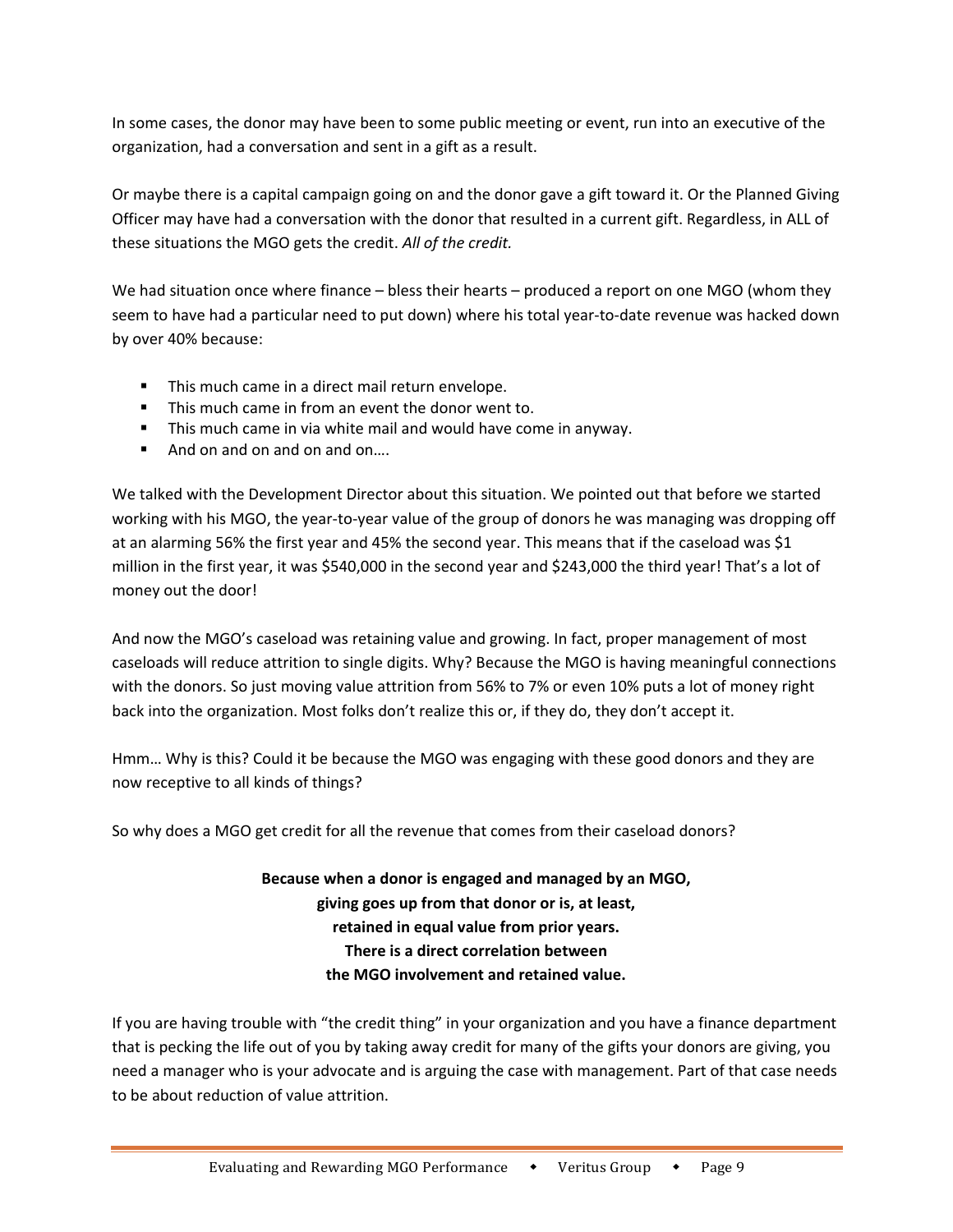In some cases, the donor may have been to some public meeting or event, run into an executive of the organization, had a conversation and sent in a gift as a result.

Or maybe there is a capital campaign going on and the donor gave a gift toward it. Or the Planned Giving Officer may have had a conversation with the donor that resulted in a current gift. Regardless, in ALL of these situations the MGO gets the credit. *All of the credit.*

We had situation once where finance – bless their hearts – produced a report on one MGO (whom they seem to have had a particular need to put down) where his total year-to-date revenue was hacked down by over 40% because:

- This much came in a direct mail return envelope.
- This much came in from an event the donor went to.
- This much came in via white mail and would have come in anyway.
- And on and on and on and on….

We talked with the Development Director about this situation. We pointed out that before we started working with his MGO, the year-to-year value of the group of donors he was managing was dropping off at an alarming 56% the first year and 45% the second year. This means that if the caseload was $1 million in the first year, it was $540,000 in the second year and $243,000 the third year! That's a lot of money out the door!

And now the MGO's caseload was retaining value and growing. In fact, proper management of most caseloads will reduce attrition to single digits. Why? Because the MGO is having meaningful connections with the donors. So just moving value attrition from 56% to 7% or even 10% puts a lot of money right back into the organization. Most folks don't realize this or, if they do, they don't accept it.

Hmm… Why is this? Could it be because the MGO was engaging with these good donors and they are now receptive to all kinds of things?

So why does a MGO get credit for all the revenue that comes from their caseload donors?

**Because when a donor is engaged and managed by an MGO, giving goes up from that donor or is, at least, retained in equal value from prior years. There is a direct correlation between the MGO involvement and retained value.**

If you are having trouble with "the credit thing" in your organization and you have a finance department that is pecking the life out of you by taking away credit for many of the gifts your donors are giving, you need a manager who is your advocate and is arguing the case with management. Part of that case needs to be about reduction of value attrition.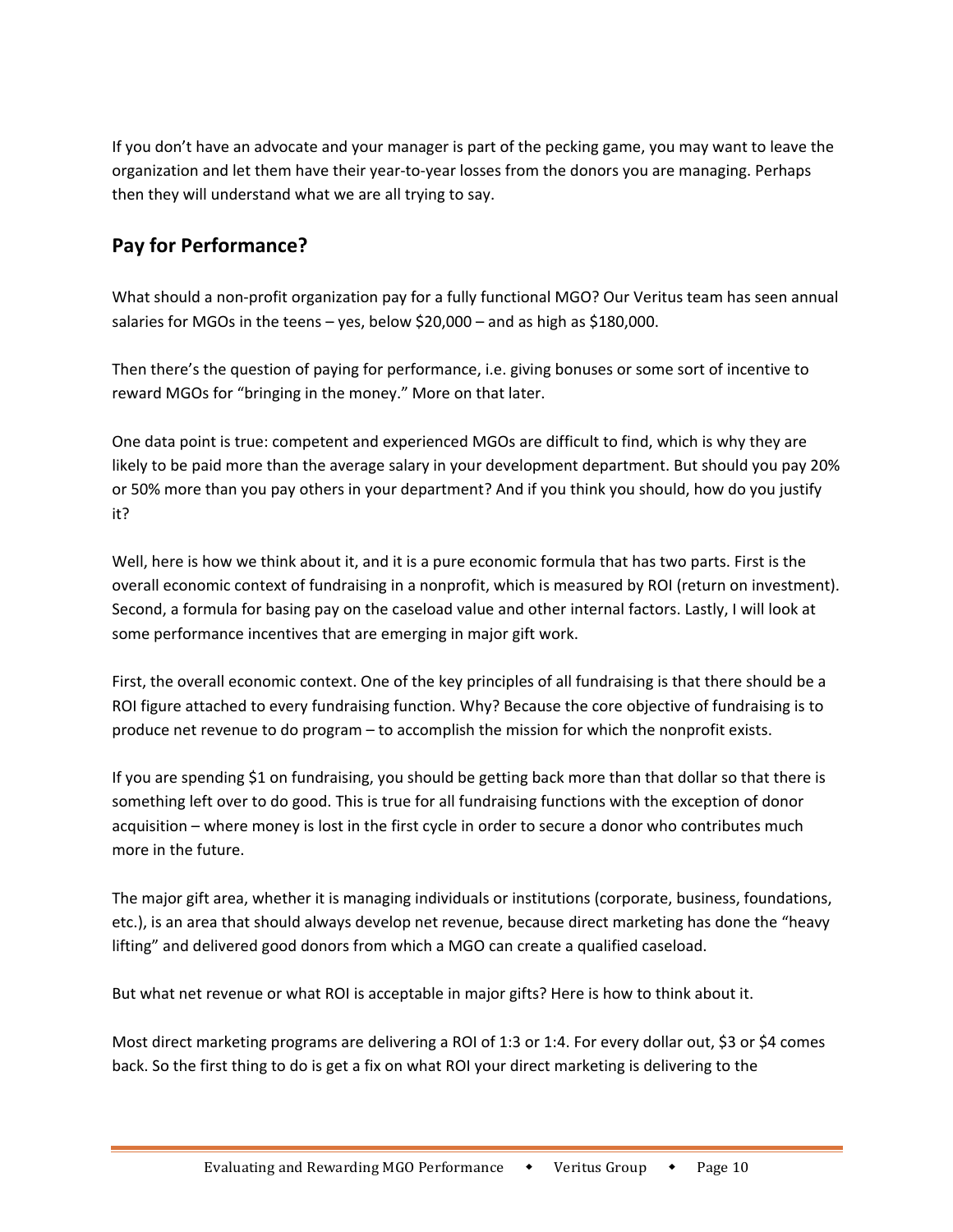If you don't have an advocate and your manager is part of the pecking game, you may want to leave the organization and let them have their year-to-year losses from the donors you are managing. Perhaps then they will understand what we are all trying to say.

## Pay for Performance?

What should a non-profit organization pay for a fully functional MGO? Our Veritus team has seen annual salaries for MGOs in the teens – yes, below $20,000 – and as high as $180,000.

Then there's the question of paying for performance, i.e. giving bonuses or some sort of incentive to reward MGOs for "bringing in the money." More on that later.

One data point is true: competent and experienced MGOs are difficult to find, which is why they are likely to be paid more than the average salary in your development department. But should you pay 20% or 50% more than you pay others in your department? And if you think you should, how do you justify it?

Well, here is how we think about it, and it is a pure economic formula that has two parts. First is the overall economic context of fundraising in a nonprofit, which is measured by ROI (return on investment). Second, a formula for basing pay on the caseload value and other internal factors. Lastly, I will look at some performance incentives that are emerging in major gift work.

First, the overall economic context. One of the key principles of all fundraising is that there should be a ROI figure attached to every fundraising function. Why? Because the core objective of fundraising is to produce net revenue to do program – to accomplish the mission for which the nonprofit exists.

If you are spending $1 on fundraising, you should be getting back more than that dollar so that there is something left over to do good. This is true for all fundraising functions with the exception of donor acquisition – where money is lost in the first cycle in order to secure a donor who contributes much more in the future.

The major gift area, whether it is managing individuals or institutions (corporate, business, foundations, etc.), is an area that should always develop net revenue, because direct marketing has done the "heavy lifting" and delivered good donors from which a MGO can create a qualified caseload.

But what net revenue or what ROI is acceptable in major gifts? Here is how to think about it.

Most direct marketing programs are delivering a ROI of 1:3 or 1:4. For every dollar out, $3 or $4 comes back. So the first thing to do is get a fix on what ROI your direct marketing is delivering to the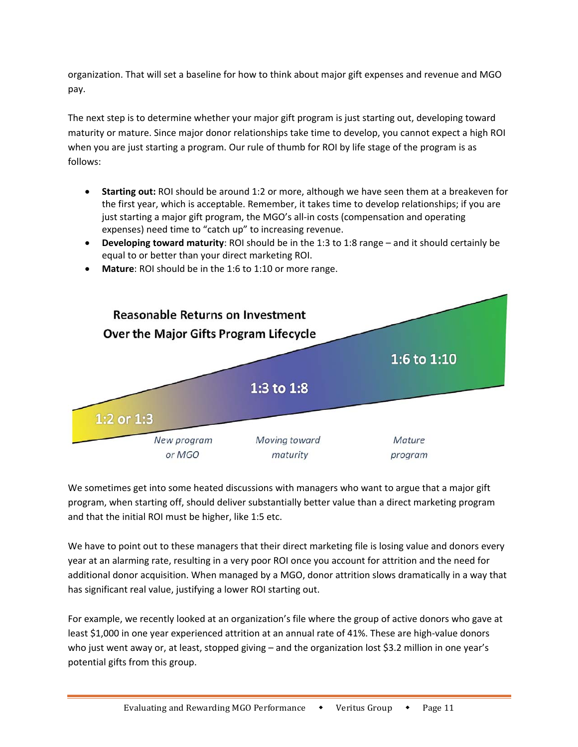organization. That will set a baseline for how to think about major gift expenses and revenue and MGO pay.

The next step is to determine whether your major gift program is just starting out, developing toward maturity or mature. Since major donor relationships take time to develop, you cannot expect a high ROI when you are just starting a program. Our rule of thumb for ROI by life stage of the program is as follows:

- **Starting out:** ROI should be around 1:2 or more, although we have seen them at a breakeven for the first year, which is acceptable. Remember, it takes time to develop relationships; if you are just starting a major gift program, the MGO's all-in costs (compensation and operating expenses) need time to "catch up" to increasing revenue.
- **Developing toward maturity**: ROI should be in the 1:3 to 1:8 range – and it should certainly be equal to or better than your direct marketing ROI.
- **Mature**: ROI should be in the 1:6 to 1:10 or more range.

**Reasonable Returns on Investment Over the Major Gifts Program Lifecycle**

| New program or MGO | Moving toward maturity | Mature program |
| --- | --- | --- |
| 1:2 or 1:3 | 1:3 to 1:8 | 1:6 to 1:10 |

We sometimes get into some heated discussions with managers who want to argue that a major gift program, when starting off, should deliver substantially better value than a direct marketing program and that the initial ROI must be higher, like 1:5 etc.

We have to point out to these managers that their direct marketing file is losing value and donors every year at an alarming rate, resulting in a very poor ROI once you account for attrition and the need for additional donor acquisition. When managed by a MGO, donor attrition slows dramatically in a way that has significant real value, justifying a lower ROI starting out.

For example, we recently looked at an organization's file where the group of active donors who gave at least $1,000 in one year experienced attrition at an annual rate of 41%. These are high-value donors who just went away or, at least, stopped giving – and the organization lost $3.2 million in one year's potential gifts from this group.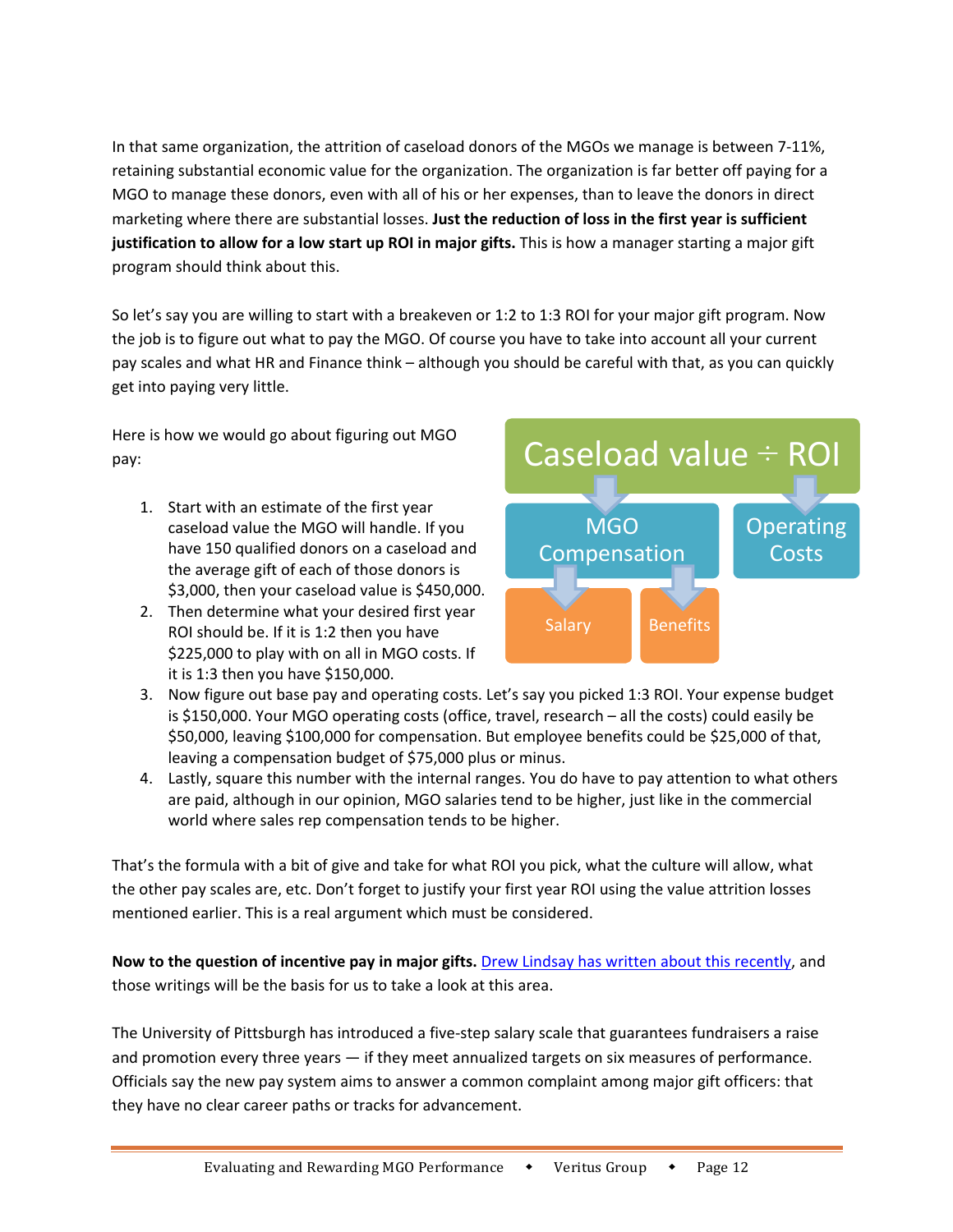In that same organization, the attrition of caseload donors of the MGOs we manage is between 7-11%, retaining substantial economic value for the organization. The organization is far better off paying for a MGO to manage these donors, even with all of his or her expenses, than to leave the donors in direct marketing where there are substantial losses. **Just the reduction of loss in the first year is sufficient justification to allow for a low start up ROI in major gifts.** This is how a manager starting a major gift program should think about this.

So let's say you are willing to start with a breakeven or 1:2 to 1:3 ROI for your major gift program. Now the job is to figure out what to pay the MGO. Of course you have to take into account all your current pay scales and what HR and Finance think – although you should be careful with that, as you can quickly get into paying very little.

Here is how we would go about figuring out MGO pay:

Caseload value ÷ ROI

MGO Compensation | Operating Costs

Salary | Benefits

1. Start with an estimate of the first year caseload value the MGO will handle. If you have 150 qualified donors on a caseload and the average gift of each of those donors is $3,000, then your caseload value is $450,000.
2. Then determine what your desired first year ROI should be. If it is 1:2 then you have $225,000 to play with on all in MGO costs. If it is 1:3 then you have $150,000.
3. Now figure out base pay and operating costs. Let's say you picked 1:3 ROI. Your expense budget is $150,000. Your MGO operating costs (office, travel, research – all the costs) could easily be $50,000, leaving $100,000 for compensation. But employee benefits could be $25,000 of that, leaving a compensation budget of $75,000 plus or minus.
4. Lastly, square this number with the internal ranges. You do have to pay attention to what others are paid, although in our opinion, MGO salaries tend to be higher, just like in the commercial world where sales rep compensation tends to be higher.

That's the formula with a bit of give and take for what ROI you pick, what the culture will allow, what the other pay scales are, etc. Don't forget to justify your first year ROI using the value attrition losses mentioned earlier. This is a real argument which must be considered.

**Now to the question of incentive pay in major gifts.** Drew Lindsay has written about this recently, and those writings will be the basis for us to take a look at this area.

The University of Pittsburgh has introduced a five-step salary scale that guarantees fundraisers a raise and promotion every three years — if they meet annualized targets on six measures of performance. Officials say the new pay system aims to answer a common complaint among major gift officers: that they have no clear career paths or tracks for advancement.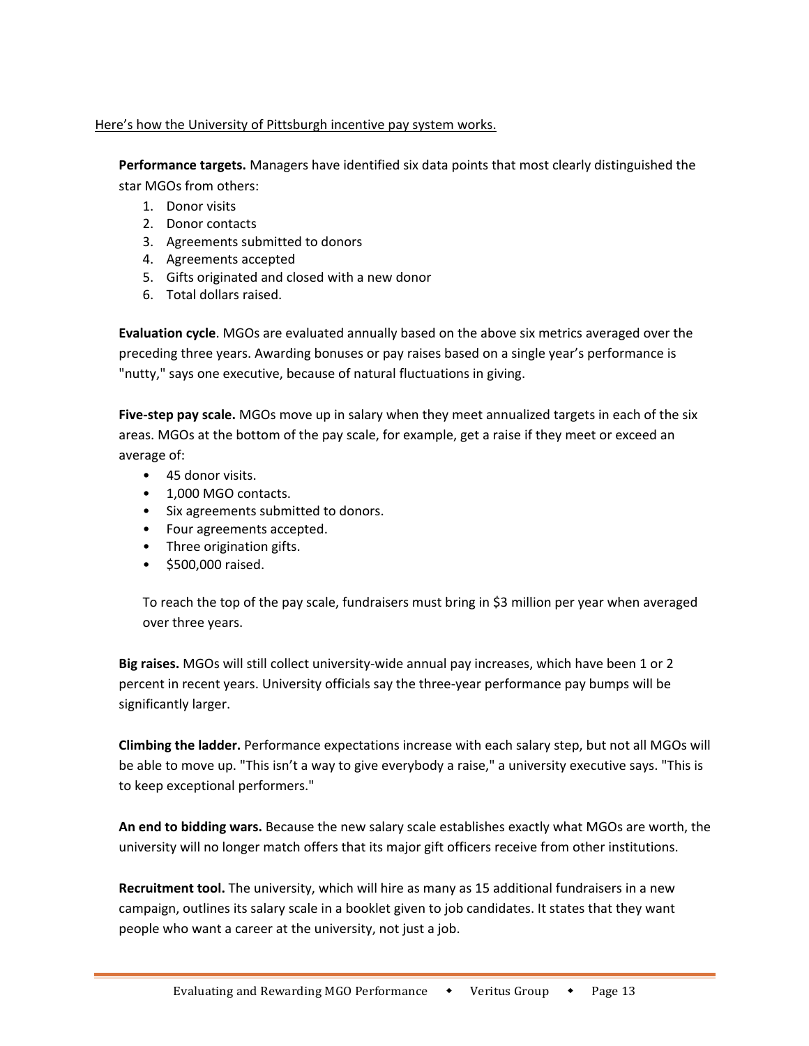<u>Here's how the University of Pittsburgh incentive pay system works.</u>

**Performance targets.** Managers have identified six data points that most clearly distinguished the star MGOs from others:

1. Donor visits
2. Donor contacts
3. Agreements submitted to donors
4. Agreements accepted
5. Gifts originated and closed with a new donor
6. Total dollars raised.

**Evaluation cycle**. MGOs are evaluated annually based on the above six metrics averaged over the preceding three years. Awarding bonuses or pay raises based on a single year's performance is "nutty," says one executive, because of natural fluctuations in giving.

**Five-step pay scale.** MGOs move up in salary when they meet annualized targets in each of the six areas. MGOs at the bottom of the pay scale, for example, get a raise if they meet or exceed an average of:

- 45 donor visits.
- 1,000 MGO contacts.
- Six agreements submitted to donors.
- Four agreements accepted.
- Three origination gifts.
- $500,000 raised.

To reach the top of the pay scale, fundraisers must bring in $3 million per year when averaged over three years.

**Big raises.** MGOs will still collect university-wide annual pay increases, which have been 1 or 2 percent in recent years. University officials say the three-year performance pay bumps will be significantly larger.

**Climbing the ladder.** Performance expectations increase with each salary step, but not all MGOs will be able to move up. "This isn't a way to give everybody a raise," a university executive says. "This is to keep exceptional performers."

**An end to bidding wars.** Because the new salary scale establishes exactly what MGOs are worth, the university will no longer match offers that its major gift officers receive from other institutions.

**Recruitment tool.** The university, which will hire as many as 15 additional fundraisers in a new campaign, outlines its salary scale in a booklet given to job candidates. It states that they want people who want a career at the university, not just a job.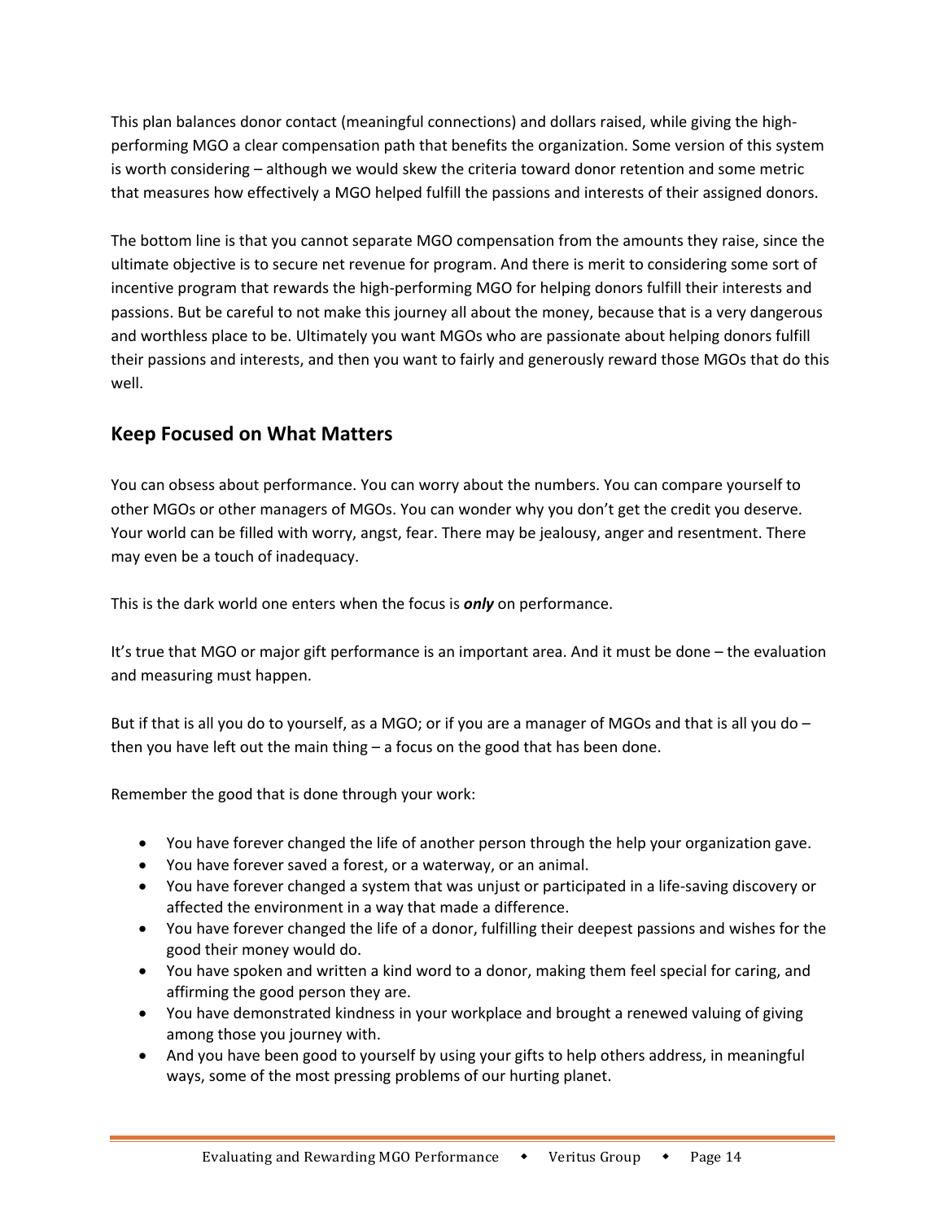This plan balances donor contact (meaningful connections) and dollars raised, while giving the high-performing MGO a clear compensation path that benefits the organization. Some version of this system is worth considering – although we would skew the criteria toward donor retention and some metric that measures how effectively a MGO helped fulfill the passions and interests of their assigned donors.

The bottom line is that you cannot separate MGO compensation from the amounts they raise, since the ultimate objective is to secure net revenue for program. And there is merit to considering some sort of incentive program that rewards the high-performing MGO for helping donors fulfill their interests and passions. But be careful to not make this journey all about the money, because that is a very dangerous and worthless place to be. Ultimately you want MGOs who are passionate about helping donors fulfill their passions and interests, and then you want to fairly and generously reward those MGOs that do this well.

## Keep Focused on What Matters

You can obsess about performance. You can worry about the numbers. You can compare yourself to other MGOs or other managers of MGOs. You can wonder why you don't get the credit you deserve. Your world can be filled with worry, angst, fear. There may be jealousy, anger and resentment. There may even be a touch of inadequacy.

This is the dark world one enters when the focus is ***only*** on performance.

It's true that MGO or major gift performance is an important area. And it must be done – the evaluation and measuring must happen.

But if that is all you do to yourself, as a MGO; or if you are a manager of MGOs and that is all you do – then you have left out the main thing – a focus on the good that has been done.

Remember the good that is done through your work:

- You have forever changed the life of another person through the help your organization gave.
- You have forever saved a forest, or a waterway, or an animal.
- You have forever changed a system that was unjust or participated in a life-saving discovery or affected the environment in a way that made a difference.
- You have forever changed the life of a donor, fulfilling their deepest passions and wishes for the good their money would do.
- You have spoken and written a kind word to a donor, making them feel special for caring, and affirming the good person they are.
- You have demonstrated kindness in your workplace and brought a renewed valuing of giving among those you journey with.
- And you have been good to yourself by using your gifts to help others address, in meaningful ways, some of the most pressing problems of our hurting planet.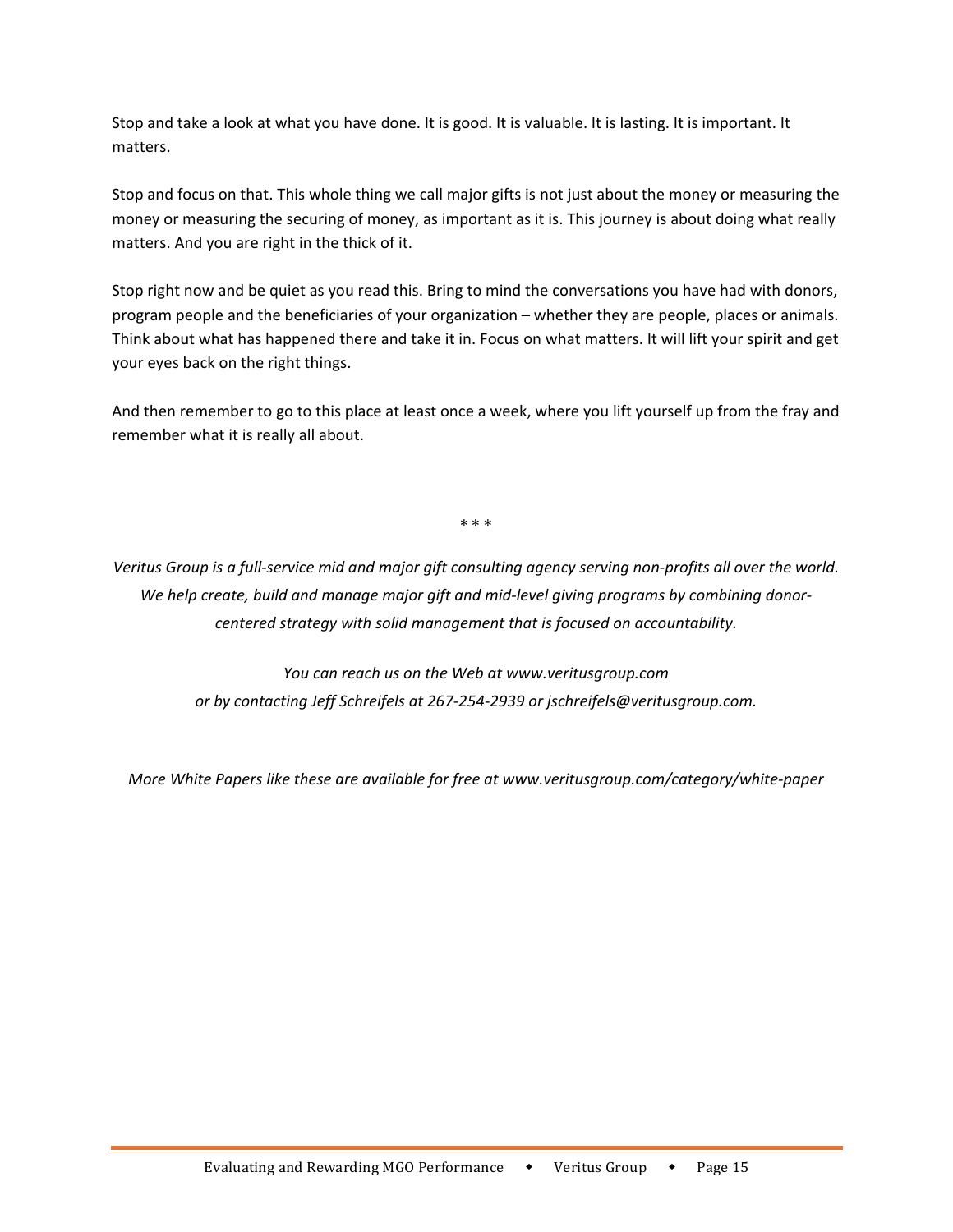Stop and take a look at what you have done. It is good. It is valuable. It is lasting. It is important. It matters.

Stop and focus on that. This whole thing we call major gifts is not just about the money or measuring the money or measuring the securing of money, as important as it is. This journey is about doing what really matters. And you are right in the thick of it.

Stop right now and be quiet as you read this. Bring to mind the conversations you have had with donors, program people and the beneficiaries of your organization – whether they are people, places or animals. Think about what has happened there and take it in. Focus on what matters. It will lift your spirit and get your eyes back on the right things.

And then remember to go to this place at least once a week, where you lift yourself up from the fray and remember what it is really all about.

* * *

*Veritus Group is a full-service mid and major gift consulting agency serving non-profits all over the world. We help create, build and manage major gift and mid-level giving programs by combining donor-centered strategy with solid management that is focused on accountability.*

*You can reach us on the Web at www.veritusgroup.com or by contacting Jeff Schreifels at 267-254-2939 or jschreifels@veritusgroup.com.*

*More White Papers like these are available for free at www.veritusgroup.com/category/white-paper*